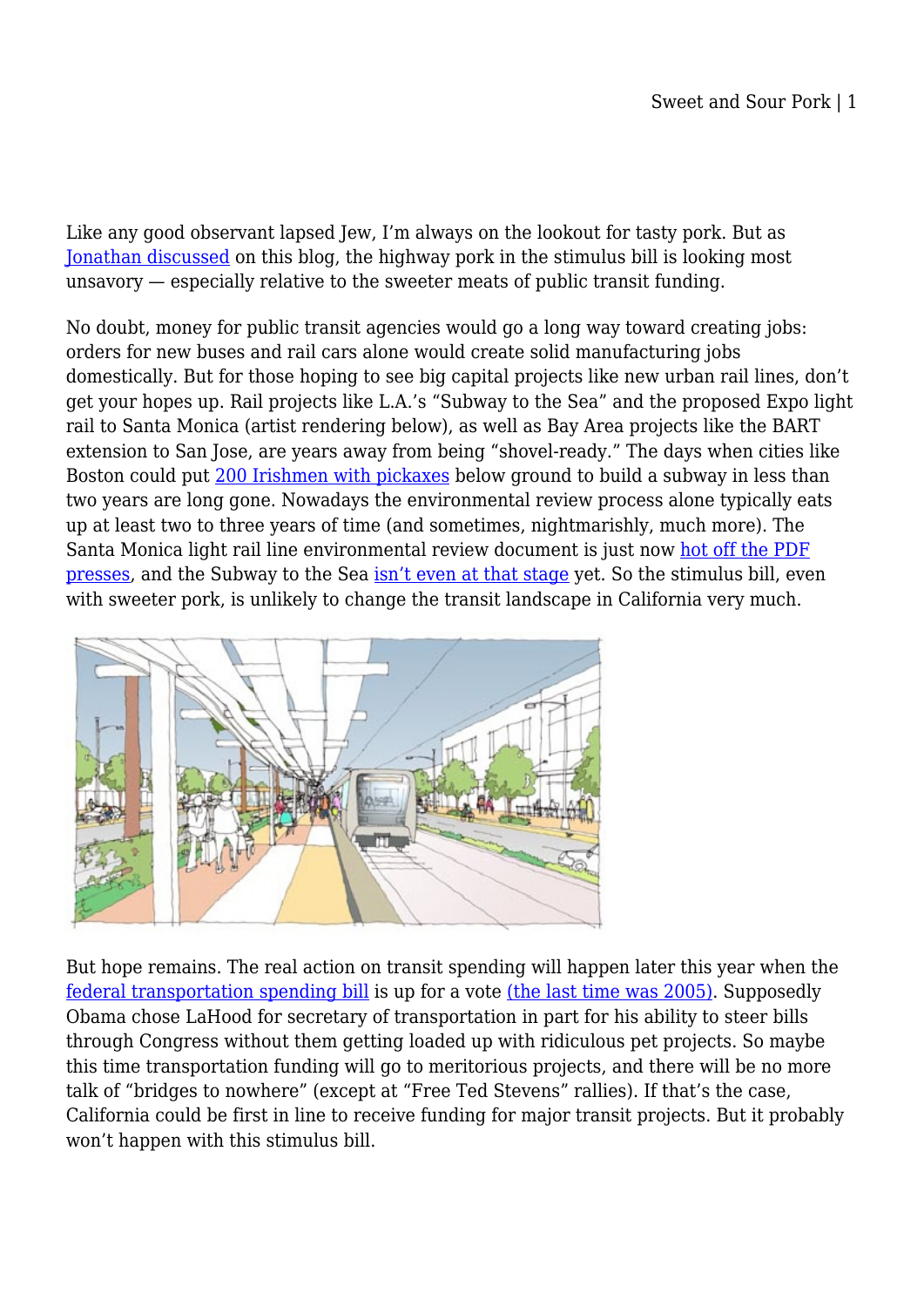Like any good observant lapsed Jew, I'm always on the lookout for tasty pork. But as Jonathan discussed on this blog, the highway pork in the stimulus bill is looking most unsavory — especially relative to the sweeter meats of public transit funding.

No doubt, money for public transit agencies would go a long way toward creating jobs: orders for new buses and rail cars alone would create solid manufacturing jobs domestically. But for those hoping to see big capital projects like new urban rail lines, don't get your hopes up. Rail projects like L.A.'s "Subway to the Sea" and the proposed Expo light rail to Santa Monica (artist rendering below), as well as Bay Area projects like the BART extension to San Jose, are years away from being "shovel-ready." The days when cities like Boston could put 200 Irishmen with pickaxes below ground to build a subway in less than two years are long gone. Nowadays the environmental review process alone typically eats up at least two to three years of time (and sometimes, nightmarishly, much more). The Santa Monica light rail line environmental review document is just now hot off the PDF presses, and the Subway to the Sea isn't even at that stage yet. So the stimulus bill, even with sweeter pork, is unlikely to change the transit landscape in California very much.

But hope remains. The real action on transit spending will happen later this year when the federal transportation spending bill is up for a vote (the last time was 2005). Supposedly Obama chose LaHood for secretary of transportation in part for his ability to steer bills through Congress without them getting loaded up with ridiculous pet projects. So maybe this time transportation funding will go to meritorious projects, and there will be no more talk of "bridges to nowhere" (except at "Free Ted Stevens" rallies). If that's the case, California could be first in line to receive funding for major transit projects. But it probably won't happen with this stimulus bill.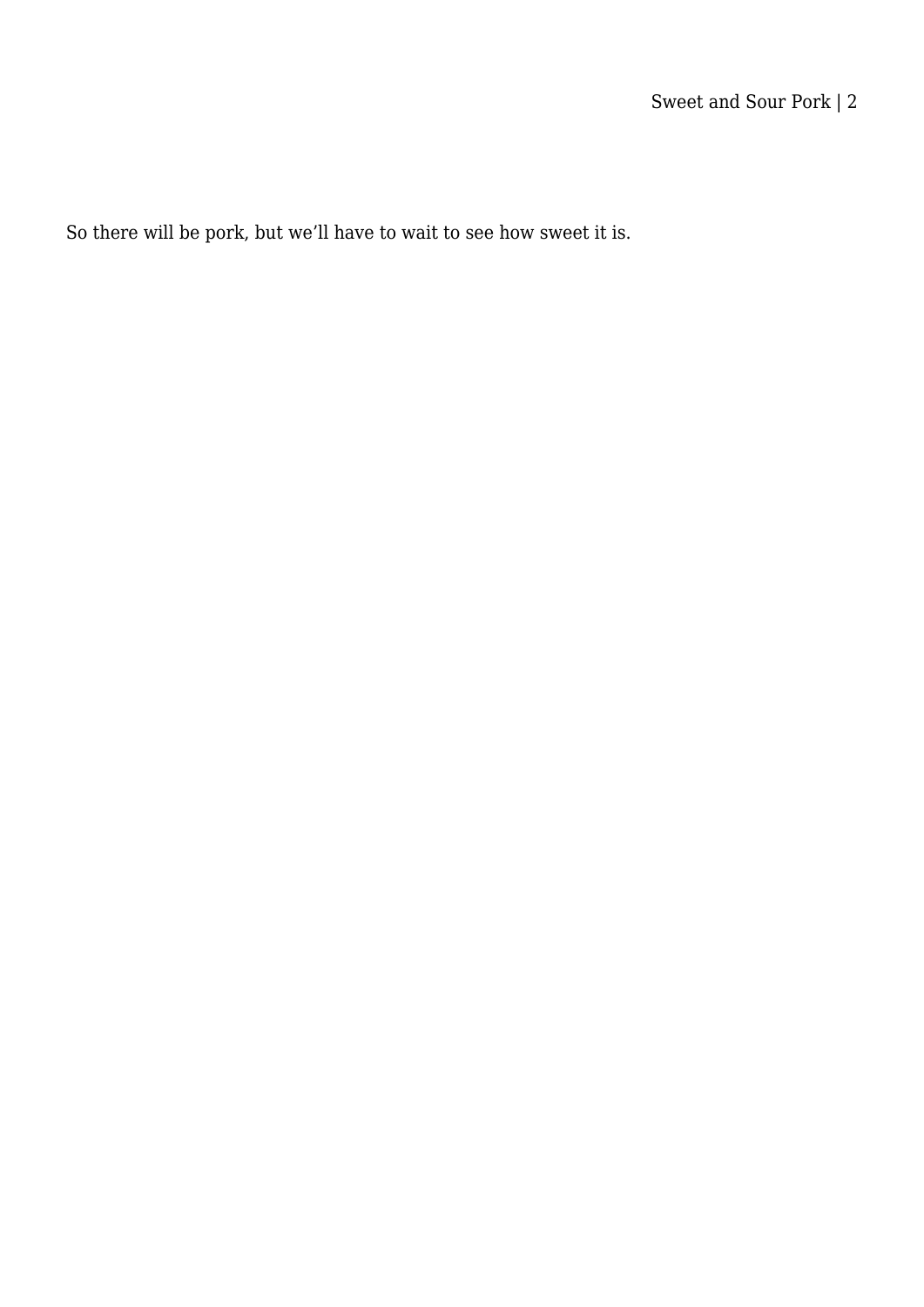So there will be pork, but we’ll have to wait to see how sweet it is.